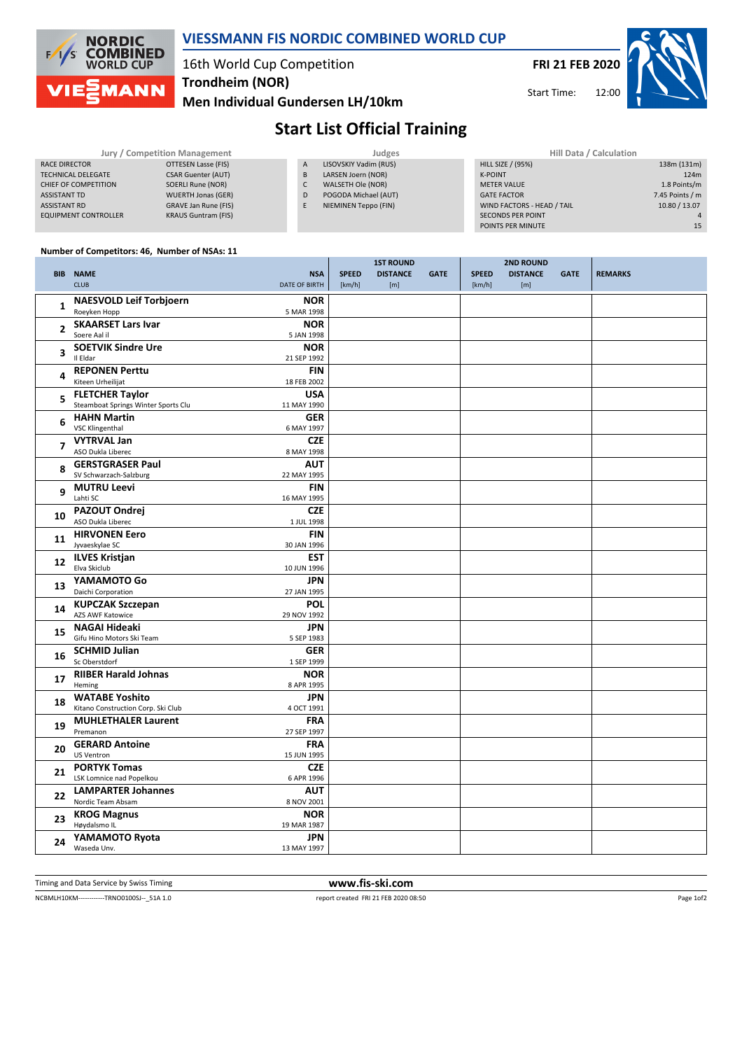# VIESSMANN FIS NORDIC COMBINED WORLD CUP

16th World Cup Competition

**Trondheim (NOR)**

**Men Individual Gundersen LH/10km**

**FRI 21 FEB 2020**

Start Time: 12:00

## Start List Official Training

| Jury / Competition Management | |
|---|---|
| RACE DIRECTOR | OTTESEN Lasse (FIS) |
| TECHNICAL DELEGATE | CSAR Guenter (AUT) |
| CHIEF OF COMPETITION | SOERLI Rune (NOR) |
| ASSISTANT TD | WUERTH Jonas (GER) |
| ASSISTANT RD | GRAVE Jan Rune (FIS) |
| EQUIPMENT CONTROLLER | KRAUS Guntram (FIS) |

| Judges | |
|---|---|
| A | LISOVSKIY Vadim (RUS) |
| B | LARSEN Joern (NOR) |
| C | WALSETH Ole (NOR) |
| D | POGODA Michael (AUT) |
| E | NIEMINEN Teppo (FIN) |

| Hill Data / Calculation | |
|---|---|
| HILL SIZE / (95%) | 138m (131m) |
| K-POINT | 124m |
| METER VALUE | 1.8 Points/m |
| GATE FACTOR | 7.45 Points / m |
| WIND FACTORS - HEAD / TAIL | 10.80 / 13.07 |
| SECONDS PER POINT | 4 |
| POINTS PER MINUTE | 15 |

**Number of Competitors: 46, Number of NSAs: 11**

| BIB | NAME / CLUB | NSA / DATE OF BIRTH | 1ST ROUND SPEED [km/h] | 1ST ROUND DISTANCE [m] | 1ST ROUND GATE | 2ND ROUND SPEED [km/h] | 2ND ROUND DISTANCE [m] | 2ND ROUND GATE | REMARKS |
|---|---|---|---|---|---|---|---|---|---|
| 1 | **NAESVOLD Leif Torbjoern** Roeyken Hopp | **NOR** 5 MAR 1998 | | | | | | | |
| 2 | **SKAARSET Lars Ivar** Soere Aal il | **NOR** 5 JAN 1998 | | | | | | | |
| 3 | **SOETVIK Sindre Ure** Il Eldar | **NOR** 21 SEP 1992 | | | | | | | |
| 4 | **REPONEN Perttu** Kiteen Urheilijat | **FIN** 18 FEB 2002 | | | | | | | |
| 5 | **FLETCHER Taylor** Steamboat Springs Winter Sports Clu | **USA** 11 MAY 1990 | | | | | | | |
| 6 | **HAHN Martin** VSC Klingenthal | **GER** 6 MAY 1997 | | | | | | | |
| 7 | **VYTRVAL Jan** ASO Dukla Liberec | **CZE** 8 MAY 1998 | | | | | | | |
| 8 | **GERSTGRASER Paul** SV Schwarzach-Salzburg | **AUT** 22 MAY 1995 | | | | | | | |
| 9 | **MUTRU Leevi** Lahti SC | **FIN** 16 MAY 1995 | | | | | | | |
| 10 | **PAZOUT Ondrej** ASO Dukla Liberec | **CZE** 1 JUL 1998 | | | | | | | |
| 11 | **HIRVONEN Eero** Jyvaeskylae SC | **FIN** 30 JAN 1996 | | | | | | | |
| 12 | **ILVES Kristjan** Elva Skiclub | **EST** 10 JUN 1996 | | | | | | | |
| 13 | **YAMAMOTO Go** Daichi Corporation | **JPN** 27 JAN 1995 | | | | | | | |
| 14 | **KUPCZAK Szczepan** AZS AWF Katowice | **POL** 29 NOV 1992 | | | | | | | |
| 15 | **NAGAI Hideaki** Gifu Hino Motors Ski Team | **JPN** 5 SEP 1983 | | | | | | | |
| 16 | **SCHMID Julian** Sc Oberstdorf | **GER** 1 SEP 1999 | | | | | | | |
| 17 | **RIIBER Harald Johnas** Heming | **NOR** 8 APR 1995 | | | | | | | |
| 18 | **WATABE Yoshito** Kitano Construction Corp. Ski Club | **JPN** 4 OCT 1991 | | | | | | | |
| 19 | **MUHLETHALER Laurent** Premanon | **FRA** 27 SEP 1997 | | | | | | | |
| 20 | **GERARD Antoine** US Ventron | **FRA** 15 JUN 1995 | | | | | | | |
| 21 | **PORTYK Tomas** LSK Lomnice nad Popelkou | **CZE** 6 APR 1996 | | | | | | | |
| 22 | **LAMPARTER Johannes** Nordic Team Absam | **AUT** 8 NOV 2001 | | | | | | | |
| 23 | **KROG Magnus** Høydalsmo IL | **NOR** 19 MAR 1987 | | | | | | | |
| 24 | **YAMAMOTO Ryota** Waseda Unv. | **JPN** 13 MAY 1997 | | | | | | | |

Timing and Data Service by Swiss Timing

www.fis-ski.com

NCBMLH10KM------------TRNO0100SJ--_51A 1.0

report created FRI 21 FEB 2020 08:50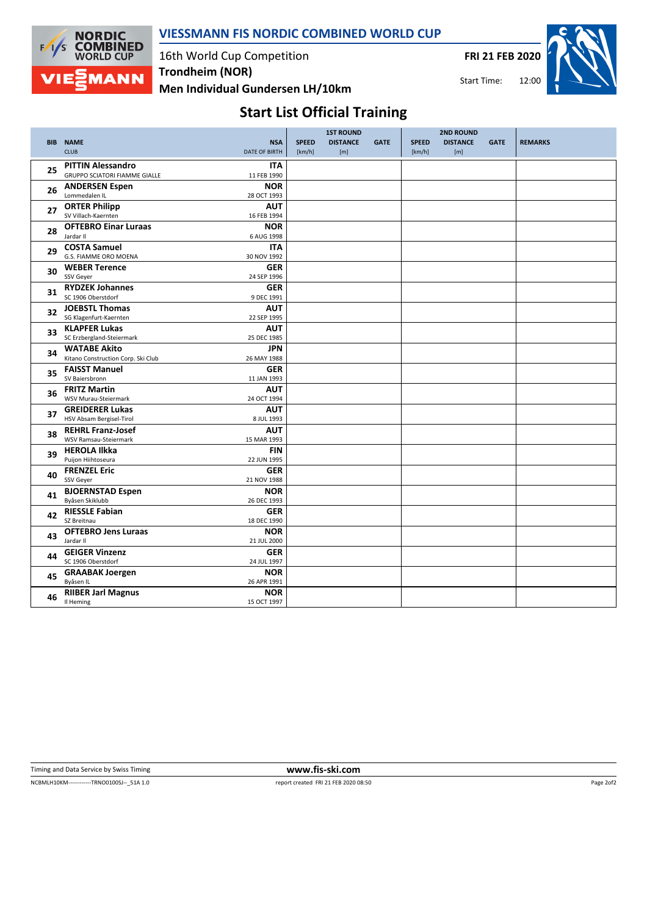## VIESSMANN FIS NORDIC COMBINED WORLD CUP

16th World Cup Competition

**Trondheim (NOR)**

**Men Individual Gundersen LH/10km**

**FRI 21 FEB 2020**

Start Time: 12:00

# Start List Official Training

| BIB | NAME<br>CLUB | NSA<br>DATE OF BIRTH | 1ST ROUND<br>SPEED [km/h] | DISTANCE [m] | GATE | 2ND ROUND<br>SPEED [km/h] | DISTANCE [m] | GATE | REMARKS |
|---|---|---|---|---|---|---|---|---|---|
| 25 | **PITTIN Alessandro**<br>GRUPPO SCIATORI FIAMME GIALLE | **ITA**<br>11 FEB 1990 | | | | | | | |
| 26 | **ANDERSEN Espen**<br>Lommedalen IL | **NOR**<br>28 OCT 1993 | | | | | | | |
| 27 | **ORTER Philipp**<br>SV Villach-Kaernten | **AUT**<br>16 FEB 1994 | | | | | | | |
| 28 | **OFTEBRO Einar Luraas**<br>Jardar Il | **NOR**<br>6 AUG 1998 | | | | | | | |
| 29 | **COSTA Samuel**<br>G.S. FIAMME ORO MOENA | **ITA**<br>30 NOV 1992 | | | | | | | |
| 30 | **WEBER Terence**<br>SSV Geyer | **GER**<br>24 SEP 1996 | | | | | | | |
| 31 | **RYDZEK Johannes**<br>SC 1906 Oberstdorf | **GER**<br>9 DEC 1991 | | | | | | | |
| 32 | **JOEBSTL Thomas**<br>SG Klagenfurt-Kaernten | **AUT**<br>22 SEP 1995 | | | | | | | |
| 33 | **KLAPFER Lukas**<br>SC Erzbergland-Steiermark | **AUT**<br>25 DEC 1985 | | | | | | | |
| 34 | **WATABE Akito**<br>Kitano Construction Corp. Ski Club | **JPN**<br>26 MAY 1988 | | | | | | | |
| 35 | **FAISST Manuel**<br>SV Baiersbronn | **GER**<br>11 JAN 1993 | | | | | | | |
| 36 | **FRITZ Martin**<br>WSV Murau-Steiermark | **AUT**<br>24 OCT 1994 | | | | | | | |
| 37 | **GREIDERER Lukas**<br>HSV Absam Bergisel-Tirol | **AUT**<br>8 JUL 1993 | | | | | | | |
| 38 | **REHRL Franz-Josef**<br>WSV Ramsau-Steiermark | **AUT**<br>15 MAR 1993 | | | | | | | |
| 39 | **HEROLA Ilkka**<br>Puijon Hiihtoseura | **FIN**<br>22 JUN 1995 | | | | | | | |
| 40 | **FRENZEL Eric**<br>SSV Geyer | **GER**<br>21 NOV 1988 | | | | | | | |
| 41 | **BJOERNSTAD Espen**<br>Byåsen Skiklubb | **NOR**<br>26 DEC 1993 | | | | | | | |
| 42 | **RIESSLE Fabian**<br>SZ Breitnau | **GER**<br>18 DEC 1990 | | | | | | | |
| 43 | **OFTEBRO Jens Luraas**<br>Jardar Il | **NOR**<br>21 JUL 2000 | | | | | | | |
| 44 | **GEIGER Vinzenz**<br>SC 1906 Oberstdorf | **GER**<br>24 JUL 1997 | | | | | | | |
| 45 | **GRAABAK Joergen**<br>Byåsen IL | **NOR**<br>26 APR 1991 | | | | | | | |
| 46 | **RIIBER Jarl Magnus**<br>Il Heming | **NOR**<br>15 OCT 1997 | | | | | | | |

Timing and Data Service by Swiss Timing

www.fis-ski.com

NCBMLH10KM------------TRNO0100SJ--_51A 1.0

report created FRI 21 FEB 2020 08:50